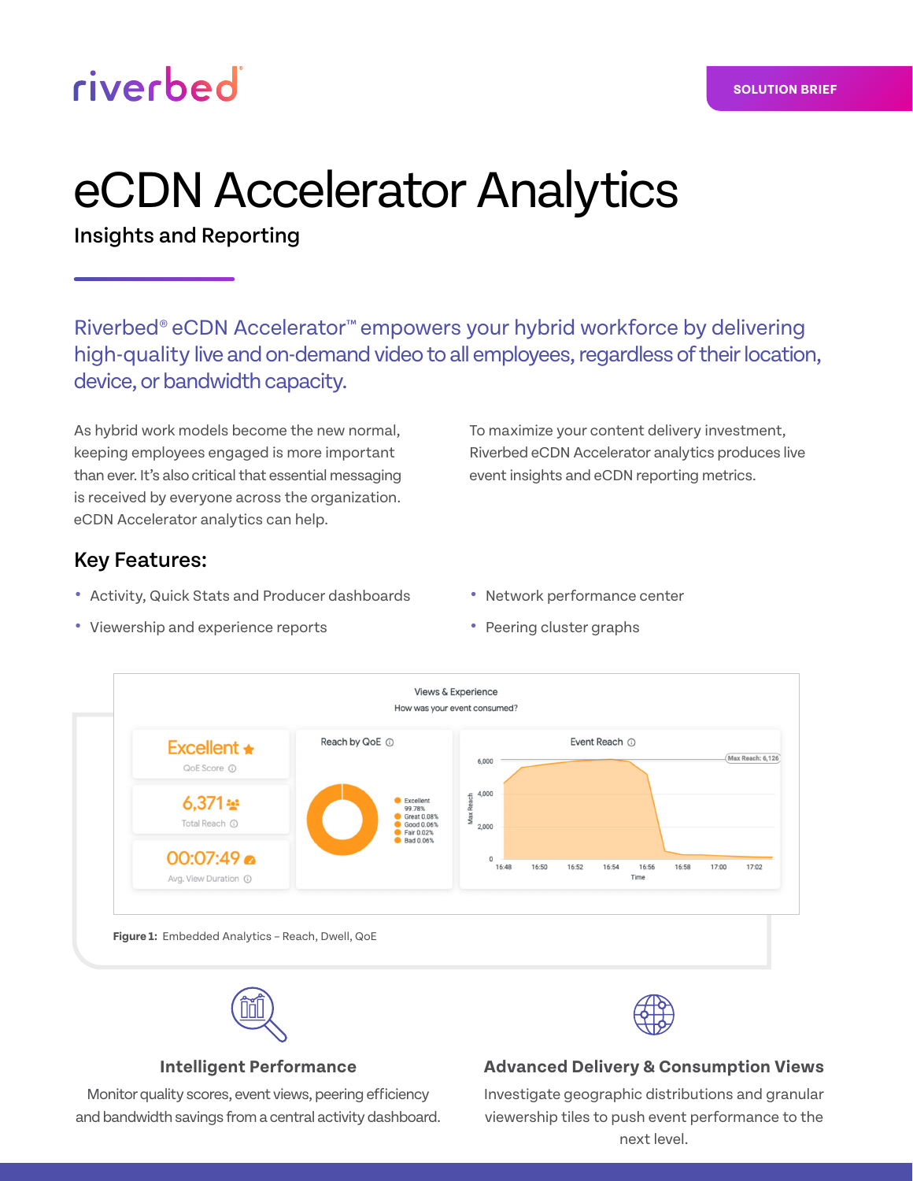SOLUTION BRIEF

# eCDN Accelerator Analytics

## Insights and Reporting

Riverbed® eCDN Accelerator™ empowers your hybrid workforce by delivering high-quality live and on-demand video to all employees, regardless of their location, device, or bandwidth capacity.

As hybrid work models become the new normal, keeping employees engaged is more important than ever. It's also critical that essential messaging is received by everyone across the organization. eCDN Accelerator analytics can help.

To maximize your content delivery investment, Riverbed eCDN Accelerator analytics produces live event insights and eCDN reporting metrics.

### Key Features:

- Activity, Quick Stats and Producer dashboards
- Viewership and experience reports
- Network performance center
- Peering cluster graphs

**Figure 1:** Embedded Analytics – Reach, Dwell, QoE

### Intelligent Performance

Monitor quality scores, event views, peering efficiency and bandwidth savings from a central activity dashboard.

### Advanced Delivery & Consumption Views

Investigate geographic distributions and granular viewership tiles to push event performance to the next level.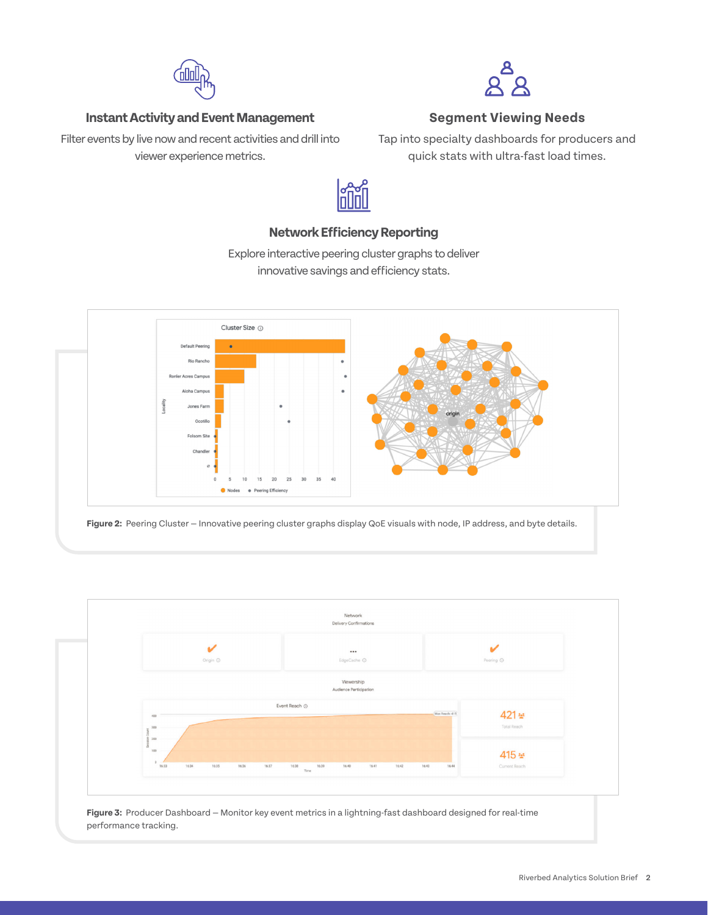### Instant Activity and Event Management

Filter events by live now and recent activities and drill into viewer experience metrics.

### Segment Viewing Needs

Tap into specialty dashboards for producers and quick stats with ultra-fast load times.

### Network Efficiency Reporting

Explore interactive peering cluster graphs to deliver innovative savings and efficiency stats.

**Figure 2:** Peering Cluster – Innovative peering cluster graphs display QoE visuals with node, IP address, and byte details.

**Figure 3:** Producer Dashboard – Monitor key event metrics in a lightning-fast dashboard designed for real-time performance tracking.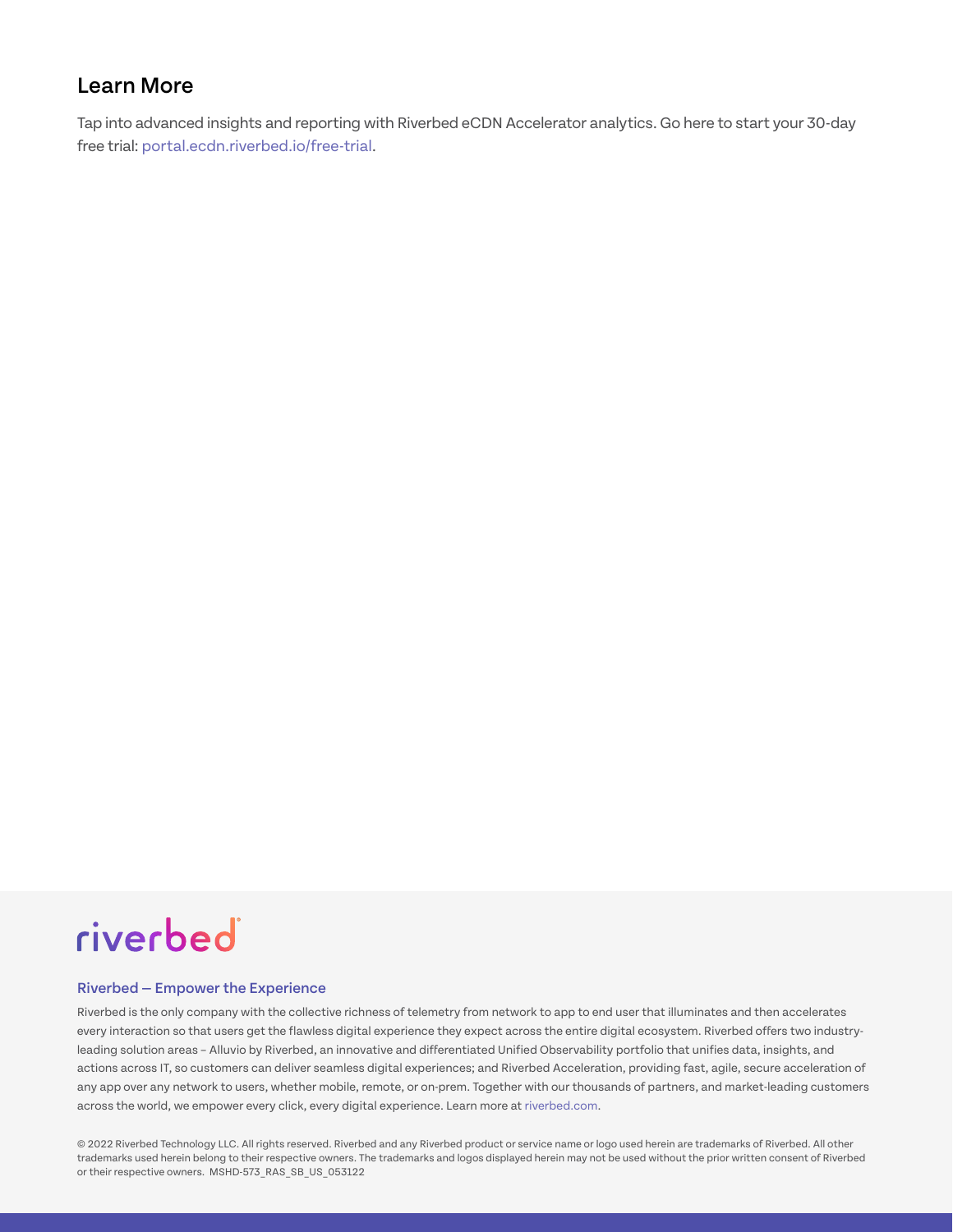## Learn More

Tap into advanced insights and reporting with Riverbed eCDN Accelerator analytics. Go here to start your 30-day free trial: portal.ecdn.riverbed.io/free-trial.

riverbed

### Riverbed — Empower the Experience

Riverbed is the only company with the collective richness of telemetry from network to app to end user that illuminates and then accelerates every interaction so that users get the flawless digital experience they expect across the entire digital ecosystem. Riverbed offers two industry-leading solution areas – Alluvio by Riverbed, an innovative and differentiated Unified Observability portfolio that unifies data, insights, and actions across IT, so customers can deliver seamless digital experiences; and Riverbed Acceleration, providing fast, agile, secure acceleration of any app over any network to users, whether mobile, remote, or on-prem. Together with our thousands of partners, and market-leading customers across the world, we empower every click, every digital experience. Learn more at riverbed.com.

© 2022 Riverbed Technology LLC. All rights reserved. Riverbed and any Riverbed product or service name or logo used herein are trademarks of Riverbed. All other trademarks used herein belong to their respective owners. The trademarks and logos displayed herein may not be used without the prior written consent of Riverbed or their respective owners. MSHD-573_RAS_SB_US_053122